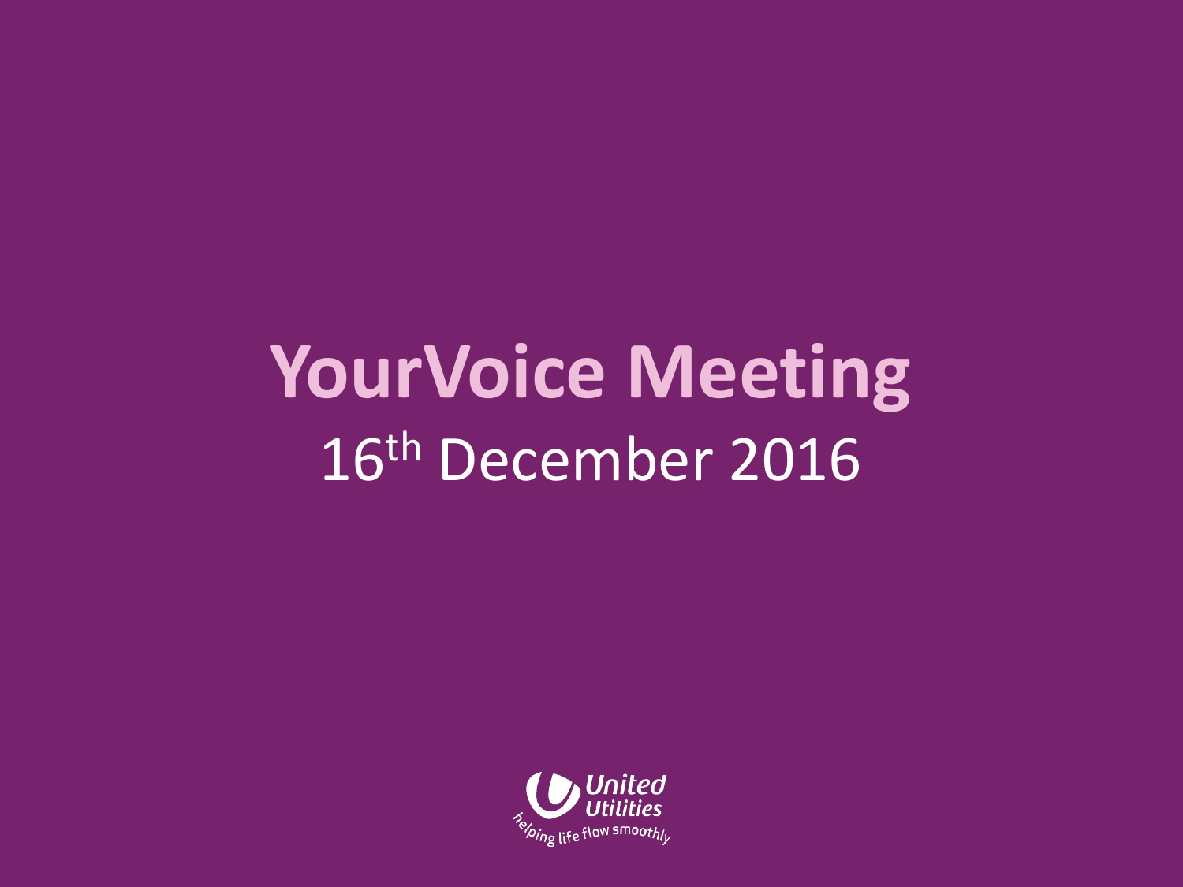# YourVoice Meeting

16th December 2016

United Utilities

helping life flow smoothly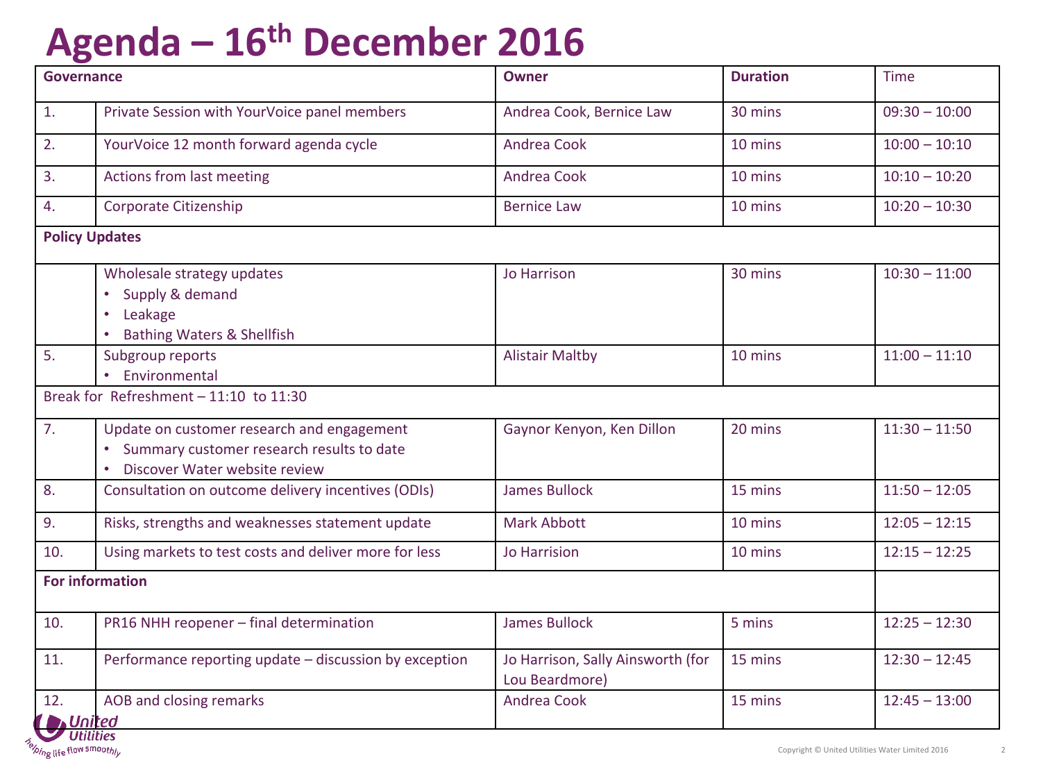# Agenda – 16th December 2016

| Governance | | Owner | Duration | Time |
|---|---|---|---|---|
| 1. | Private Session with YourVoice panel members | Andrea Cook, Bernice Law | 30 mins | 09:30 – 10:00 |
| 2. | YourVoice 12 month forward agenda cycle | Andrea Cook | 10 mins | 10:00 – 10:10 |
| 3. | Actions from last meeting | Andrea Cook | 10 mins | 10:10 – 10:20 |
| 4. | Corporate Citizenship | Bernice Law | 10 mins | 10:20 – 10:30 |
| **Policy Updates** | | | | |
| | Wholesale strategy updates<br>• Supply & demand<br>• Leakage<br>• Bathing Waters & Shellfish | Jo Harrison | 30 mins | 10:30 – 11:00 |
| 5. | Subgroup reports<br>• Environmental | Alistair Maltby | 10 mins | 11:00 – 11:10 |
| Break for Refreshment – 11:10 to 11:30 | | | | |
| 7. | Update on customer research and engagement<br>• Summary customer research results to date<br>• Discover Water website review | Gaynor Kenyon, Ken Dillon | 20 mins | 11:30 – 11:50 |
| 8. | Consultation on outcome delivery incentives (ODIs) | James Bullock | 15 mins | 11:50 – 12:05 |
| 9. | Risks, strengths and weaknesses statement update | Mark Abbott | 10 mins | 12:05 – 12:15 |
| 10. | Using markets to test costs and deliver more for less | Jo Harrision | 10 mins | 12:15 – 12:25 |
| **For information** | | | | |
| 10. | PR16 NHH reopener – final determination | James Bullock | 5 mins | 12:25 – 12:30 |
| 11. | Performance reporting update – discussion by exception | Jo Harrison, Sally Ainsworth (for Lou Beardmore) | 15 mins | 12:30 – 12:45 |
| 12. | AOB and closing remarks | Andrea Cook | 15 mins | 12:45 – 13:00 |

United Utilities
helping life flow smoothly

Copyright © United Utilities Water Limited 2016